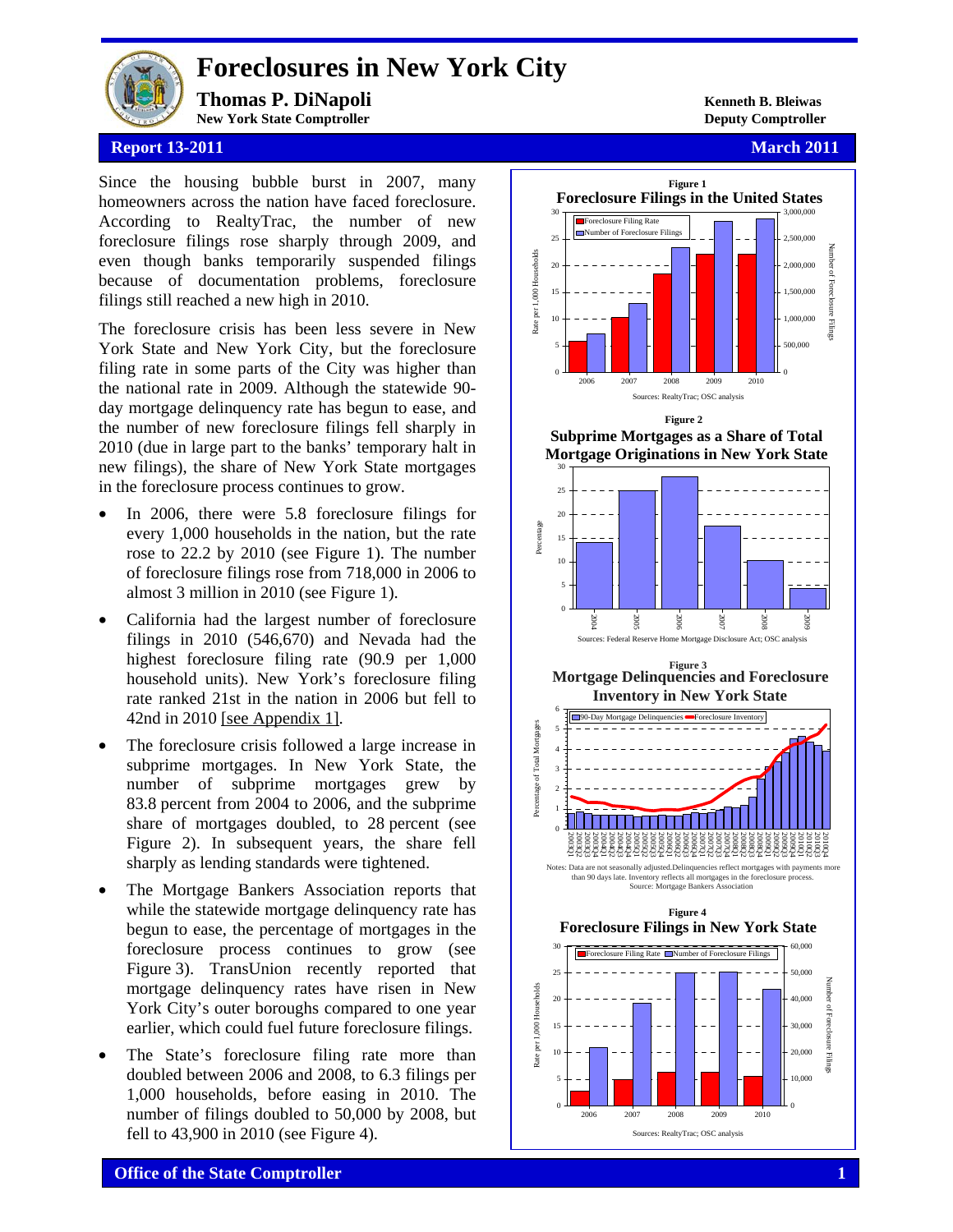# Foreclosures in New York City

**Thomas P. DiNapoli**
**New York State Comptroller**

**Kenneth B. Bleiwas**
**Deputy Comptroller**

**Report 13-2011** | **March 2011**

Since the housing bubble burst in 2007, many homeowners across the nation have faced foreclosure. According to RealtyTrac, the number of new foreclosure filings rose sharply through 2009, and even though banks temporarily suspended filings because of documentation problems, foreclosure filings still reached a new high in 2010.

The foreclosure crisis has been less severe in New York State and New York City, but the foreclosure filing rate in some parts of the City was higher than the national rate in 2009. Although the statewide 90-day mortgage delinquency rate has begun to ease, and the number of new foreclosure filings fell sharply in 2010 (due in large part to the banks' temporary halt in new filings), the share of New York State mortgages in the foreclosure process continues to grow.

- In 2006, there were 5.8 foreclosure filings for every 1,000 households in the nation, but the rate rose to 22.2 by 2010 (see Figure 1). The number of foreclosure filings rose from 718,000 in 2006 to almost 3 million in 2010 (see Figure 1).
- California had the largest number of foreclosure filings in 2010 (546,670) and Nevada had the highest foreclosure filing rate (90.9 per 1,000 household units). New York's foreclosure filing rate ranked 21st in the nation in 2006 but fell to 42nd in 2010 [see Appendix 1].
- The foreclosure crisis followed a large increase in subprime mortgages. In New York State, the number of subprime mortgages grew by 83.8 percent from 2004 to 2006, and the subprime share of mortgages doubled, to 28 percent (see Figure 2). In subsequent years, the share fell sharply as lending standards were tightened.
- The Mortgage Bankers Association reports that while the statewide mortgage delinquency rate has begun to ease, the percentage of mortgages in the foreclosure process continues to grow (see Figure 3). TransUnion recently reported that mortgage delinquency rates have risen in New York City's outer boroughs compared to one year earlier, which could fuel future foreclosure filings.
- The State's foreclosure filing rate more than doubled between 2006 and 2008, to 6.3 filings per 1,000 households, before easing in 2010. The number of filings doubled to 50,000 by 2008, but fell to 43,900 in 2010 (see Figure 4).

**Figure 1**
**Foreclosure Filings in the United States**

Sources: RealtyTrac; OSC analysis

**Figure 2**
**Subprime Mortgages as a Share of Total Mortgage Originations in New York State**

Sources: Federal Reserve Home Mortgage Disclosure Act; OSC analysis

**Figure 3**
**Mortgage Delinquencies and Foreclosure Inventory in New York State**

Notes: Data are not seasonally adjusted. Delinquencies reflect mortgages with payments more than 90 days late. Inventory reflects all mortgages in the foreclosure process.
Source: Mortgage Bankers Association

**Figure 4**
**Foreclosure Filings in New York State**

Sources: RealtyTrac; OSC analysis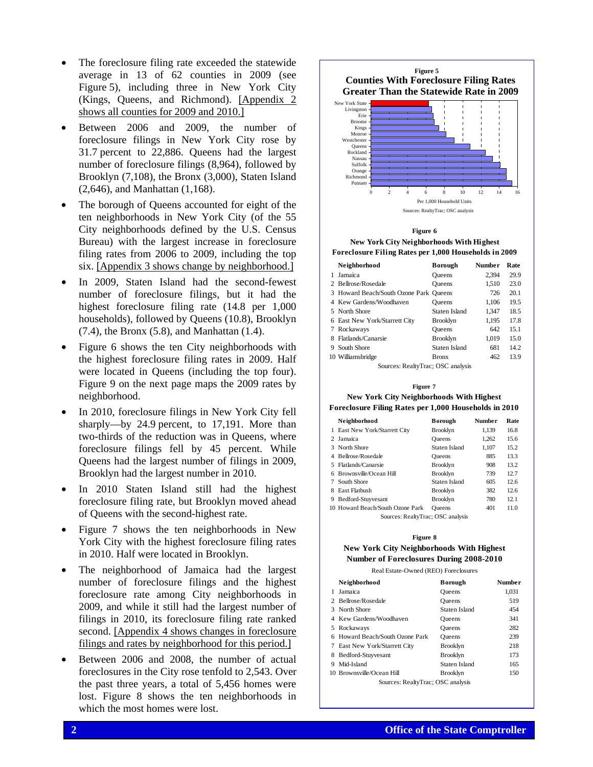- The foreclosure filing rate exceeded the statewide average in 13 of 62 counties in 2009 (see Figure 5), including three in New York City (Kings, Queens, and Richmond). [Appendix 2 shows all counties for 2009 and 2010.]

- Between 2006 and 2009, the number of foreclosure filings in New York City rose by 31.7 percent to 22,886. Queens had the largest number of foreclosure filings (8,964), followed by Brooklyn (7,108), the Bronx (3,000), Staten Island (2,646), and Manhattan (1,168).

- The borough of Queens accounted for eight of the ten neighborhoods in New York City (of the 55 City neighborhoods defined by the U.S. Census Bureau) with the largest increase in foreclosure filing rates from 2006 to 2009, including the top six. [Appendix 3 shows change by neighborhood.]

- In 2009, Staten Island had the second-fewest number of foreclosure filings, but it had the highest foreclosure filing rate (14.8 per 1,000 households), followed by Queens (10.8), Brooklyn (7.4), the Bronx (5.8), and Manhattan (1.4).

- Figure 6 shows the ten City neighborhoods with the highest foreclosure filing rates in 2009. Half were located in Queens (including the top four). Figure 9 on the next page maps the 2009 rates by neighborhood.

- In 2010, foreclosure filings in New York City fell sharply—by 24.9 percent, to 17,191. More than two-thirds of the reduction was in Queens, where foreclosure filings fell by 45 percent. While Queens had the largest number of filings in 2009, Brooklyn had the largest number in 2010.

- In 2010 Staten Island still had the highest foreclosure filing rate, but Brooklyn moved ahead of Queens with the second-highest rate.

- Figure 7 shows the ten neighborhoods in New York City with the highest foreclosure filing rates in 2010. Half were located in Brooklyn.

- The neighborhood of Jamaica had the largest number of foreclosure filings and the highest foreclosure rate among City neighborhoods in 2009, and while it still had the largest number of filings in 2010, its foreclosure filing rate ranked second. [Appendix 4 shows changes in foreclosure filings and rates by neighborhood for this period.]

- Between 2006 and 2008, the number of actual foreclosures in the City rose tenfold to 2,543. Over the past three years, a total of 5,456 homes were lost. Figure 8 shows the ten neighborhoods in which the most homes were lost.

**Figure 5**

**Counties With Foreclosure Filing Rates Greater Than the Statewide Rate in 2009**

Per 1,000 Household Units

| County | Rate (approx.) |
|---|---|
| New York State | 6.3 |
| Livingston | 6.6 |
| Erie | 6.8 |
| Broome | 6.9 |
| Kings | 7.4 |
| Monroe | 8.2 |
| Westchester | 9.1 |
| Queens | 10.8 |
| Rockland | 12.5 |
| Nassau | 13.3 |
| Suffolk | 14.1 |
| Orange | 14.8 |
| Richmond | 14.8 |
| Putnam | 15.4 |

Sources: RealtyTrac; OSC analysis

**Figure 6**

**New York City Neighborhoods With Highest Foreclosure Filing Rates per 1,000 Households in 2009**

| | Neighborhood | Borough | Number | Rate |
|---|---|---|---|---|
| 1 | Jamaica | Queens | 2,394 | 29.9 |
| 2 | Bellrose/Rosedale | Queens | 1,510 | 23.0 |
| 3 | Howard Beach/South Ozone Park | Queens | 726 | 20.1 |
| 4 | Kew Gardens/Woodhaven | Queens | 1,106 | 19.5 |
| 5 | North Shore | Staten Island | 1,347 | 18.5 |
| 6 | East New York/Starrett City | Brooklyn | 1,195 | 17.8 |
| 7 | Rockaways | Queens | 642 | 15.1 |
| 8 | Flatlands/Canarsie | Brooklyn | 1,019 | 15.0 |
| 9 | South Shore | Staten Island | 681 | 14.2 |
| 10 | Williamsbridge | Bronx | 462 | 13.9 |

Sources: RealtyTrac; OSC analysis

**Figure 7**

**New York City Neighborhoods With Highest Foreclosure Filing Rates per 1,000 Households in 2010**

| | Neighborhood | Borough | Number | Rate |
|---|---|---|---|---|
| 1 | East New York/Starrett City | Brooklyn | 1,139 | 16.8 |
| 2 | Jamaica | Queens | 1,262 | 15.6 |
| 3 | North Shore | Staten Island | 1,107 | 15.2 |
| 4 | Bellrose/Rosedale | Queens | 885 | 13.3 |
| 5 | Flatlands/Canarsie | Brooklyn | 908 | 13.2 |
| 6 | Brownsville/Ocean Hill | Brooklyn | 739 | 12.7 |
| 7 | South Shore | Staten Island | 605 | 12.6 |
| 8 | East Flatbush | Brooklyn | 382 | 12.6 |
| 9 | Bedford-Stuyvesant | Brooklyn | 780 | 12.1 |
| 10 | Howard Beach/South Ozone Park | Queens | 401 | 11.0 |

Sources: RealtyTrac; OSC analysis

**Figure 8**

**New York City Neighborhoods With Highest Number of Foreclosures During 2008-2010**

Real Estate-Owned (REO) Foreclosures

| | Neighborhood | Borough | Number |
|---|---|---|---|
| 1 | Jamaica | Queens | 1,031 |
| 2 | Bellrose/Rosedale | Queens | 519 |
| 3 | North Shore | Staten Island | 454 |
| 4 | Kew Gardens/Woodhaven | Queens | 341 |
| 5 | Rockaways | Queens | 282 |
| 6 | Howard Beach/South Ozone Park | Queens | 239 |
| 7 | East New York/Starrett City | Brooklyn | 218 |
| 8 | Bedford-Stuyvesant | Brooklyn | 173 |
| 9 | Mid-Island | Staten Island | 165 |
| 10 | Brownsville/Ocean Hill | Brooklyn | 150 |

Sources: RealtyTrac; OSC analysis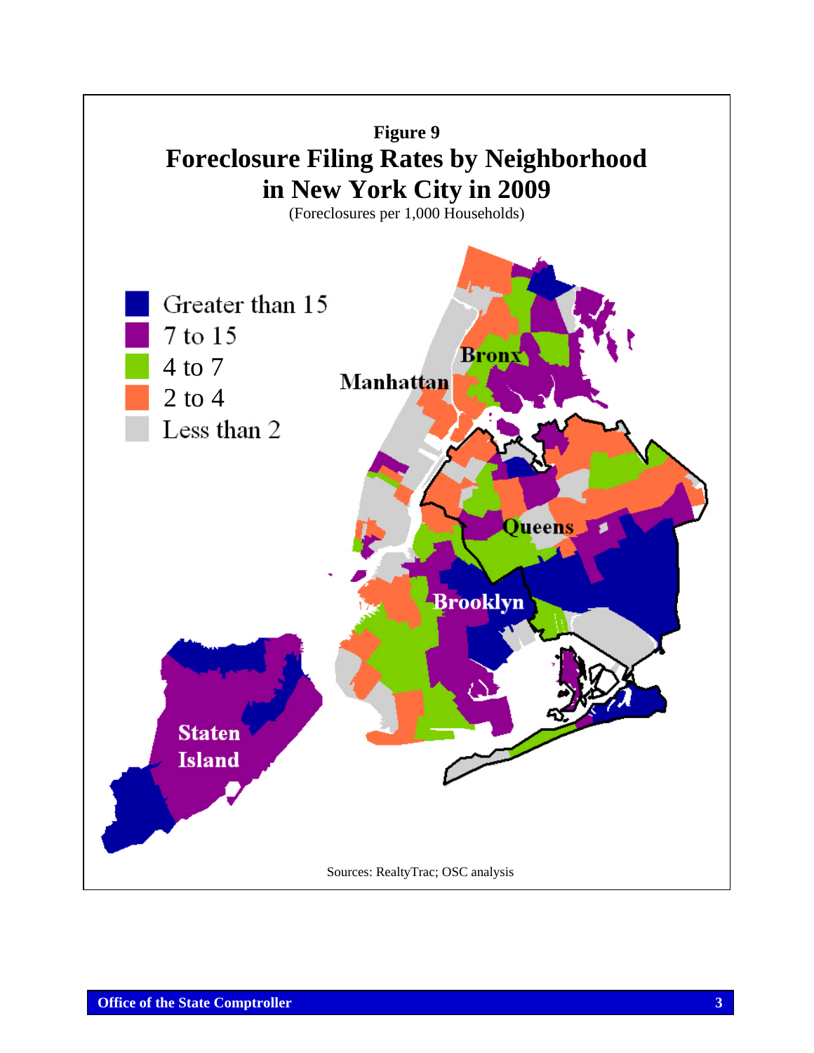**Figure 9**

**Foreclosure Filing Rates by Neighborhood in New York City in 2009**

(Foreclosures per 1,000 Households)

Sources: RealtyTrac; OSC analysis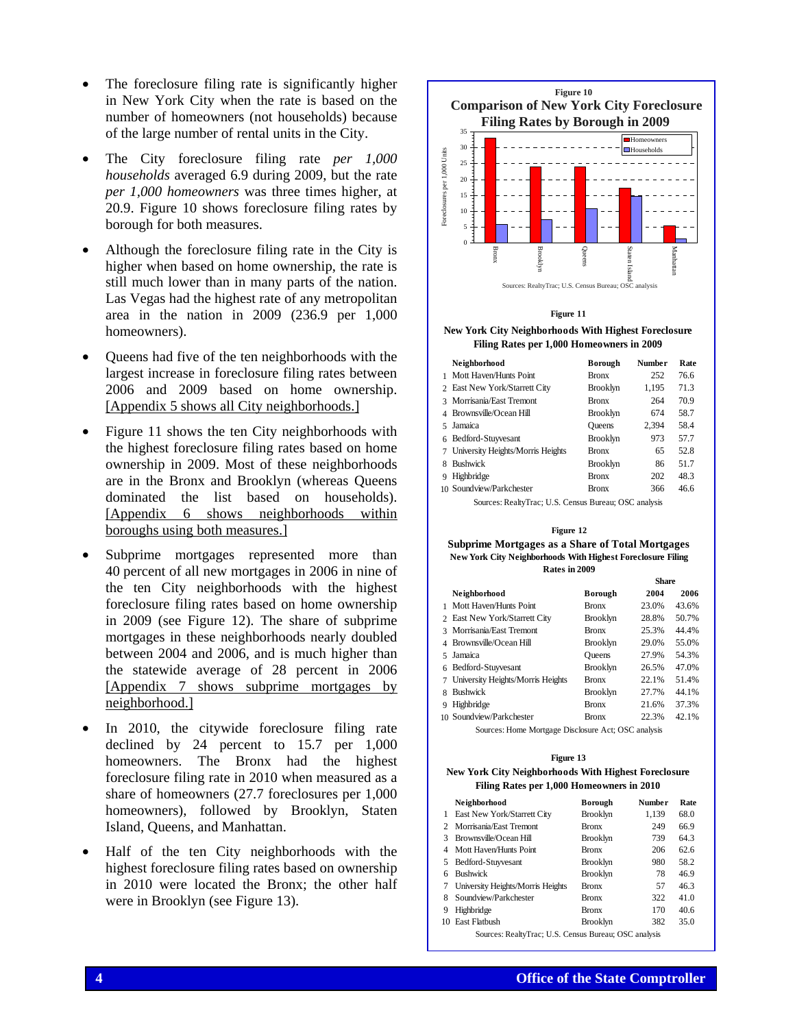- The foreclosure filing rate is significantly higher in New York City when the rate is based on the number of homeowners (not households) because of the large number of rental units in the City.
- The City foreclosure filing rate *per 1,000 households* averaged 6.9 during 2009, but the rate *per 1,000 homeowners* was three times higher, at 20.9. Figure 10 shows foreclosure filing rates by borough for both measures.
- Although the foreclosure filing rate in the City is higher when based on home ownership, the rate is still much lower than in many parts of the nation. Las Vegas had the highest rate of any metropolitan area in the nation in 2009 (236.9 per 1,000 homeowners).
- Queens had five of the ten neighborhoods with the largest increase in foreclosure filing rates between 2006 and 2009 based on home ownership. [Appendix 5 shows all City neighborhoods.]
- Figure 11 shows the ten City neighborhoods with the highest foreclosure filing rates based on home ownership in 2009. Most of these neighborhoods are in the Bronx and Brooklyn (whereas Queens dominated the list based on households). [Appendix 6 shows neighborhoods within boroughs using both measures.]
- Subprime mortgages represented more than 40 percent of all new mortgages in 2006 in nine of the ten City neighborhoods with the highest foreclosure filing rates based on home ownership in 2009 (see Figure 12). The share of subprime mortgages in these neighborhoods nearly doubled between 2004 and 2006, and is much higher than the statewide average of 28 percent in 2006 [Appendix 7 shows subprime mortgages by neighborhood.]
- In 2010, the citywide foreclosure filing rate declined by 24 percent to 15.7 per 1,000 homeowners. The Bronx had the highest foreclosure filing rate in 2010 when measured as a share of homeowners (27.7 foreclosures per 1,000 homeowners), followed by Brooklyn, Staten Island, Queens, and Manhattan.
- Half of the ten City neighborhoods with the highest foreclosure filing rates based on ownership in 2010 were located the Bronx; the other half were in Brooklyn (see Figure 13).

**Figure 10**

**Comparison of New York City Foreclosure Filing Rates by Borough in 2009**

Foreclosures per 1,000 Units

| Borough | Homeowners | Households |
|---|---|---|
| Bronx | ~33 | ~6 |
| Brooklyn | ~24 | ~7.5 |
| Queens | ~24 | ~11 |
| Staten Island | ~17 | ~15 |
| Manhattan | ~5.5 | ~1.5 |

Sources: RealtyTrac; U.S. Census Bureau; OSC analysis

**Figure 11**

**New York City Neighborhoods With Highest Foreclosure Filing Rates per 1,000 Homeowners in 2009**

| | Neighborhood | Borough | Number | Rate |
|---|---|---|---|---|
| 1 | Mott Haven/Hunts Point | Bronx | 252 | 76.6 |
| 2 | East New York/Starrett City | Brooklyn | 1,195 | 71.3 |
| 3 | Morrisania/East Tremont | Bronx | 264 | 70.9 |
| 4 | Brownsville/Ocean Hill | Brooklyn | 674 | 58.7 |
| 5 | Jamaica | Queens | 2,394 | 58.4 |
| 6 | Bedford-Stuyvesant | Brooklyn | 973 | 57.7 |
| 7 | University Heights/Morris Heights | Bronx | 65 | 52.8 |
| 8 | Bushwick | Brooklyn | 86 | 51.7 |
| 9 | Highbridge | Bronx | 202 | 48.3 |
| 10 | Soundview/Parkchester | Bronx | 366 | 46.6 |

Sources: RealtyTrac; U.S. Census Bureau; OSC analysis

**Figure 12**

**Subprime Mortgages as a Share of Total Mortgages**
**New York City Neighborhoods With Highest Foreclosure Filing Rates in 2009**

| | | | Share | |
|---|---|---|---|---|
| | Neighborhood | Borough | 2004 | 2006 |
| 1 | Mott Haven/Hunts Point | Bronx | 23.0% | 43.6% |
| 2 | East New York/Starrett City | Brooklyn | 28.8% | 50.7% |
| 3 | Morrisania/East Tremont | Bronx | 25.3% | 44.4% |
| 4 | Brownsville/Ocean Hill | Brooklyn | 29.0% | 55.0% |
| 5 | Jamaica | Queens | 27.9% | 54.3% |
| 6 | Bedford-Stuyvesant | Brooklyn | 26.5% | 47.0% |
| 7 | University Heights/Morris Heights | Bronx | 22.1% | 51.4% |
| 8 | Bushwick | Brooklyn | 27.7% | 44.1% |
| 9 | Highbridge | Bronx | 21.6% | 37.3% |
| 10 | Soundview/Parkchester | Bronx | 22.3% | 42.1% |

Sources: Home Mortgage Disclosure Act; OSC analysis

**Figure 13**

**New York City Neighborhoods With Highest Foreclosure Filing Rates per 1,000 Homeowners in 2010**

| | Neighborhood | Borough | Number | Rate |
|---|---|---|---|---|
| 1 | East New York/Starrett City | Brooklyn | 1,139 | 68.0 |
| 2 | Morrisania/East Tremont | Bronx | 249 | 66.9 |
| 3 | Brownsville/Ocean Hill | Brooklyn | 739 | 64.3 |
| 4 | Mott Haven/Hunts Point | Bronx | 206 | 62.6 |
| 5 | Bedford-Stuyvesant | Brooklyn | 980 | 58.2 |
| 6 | Bushwick | Brooklyn | 78 | 46.9 |
| 7 | University Heights/Morris Heights | Bronx | 57 | 46.3 |
| 8 | Soundview/Parkchester | Bronx | 322 | 41.0 |
| 9 | Highbridge | Bronx | 170 | 40.6 |
| 10 | East Flatbush | Brooklyn | 382 | 35.0 |

Sources: RealtyTrac; U.S. Census Bureau; OSC analysis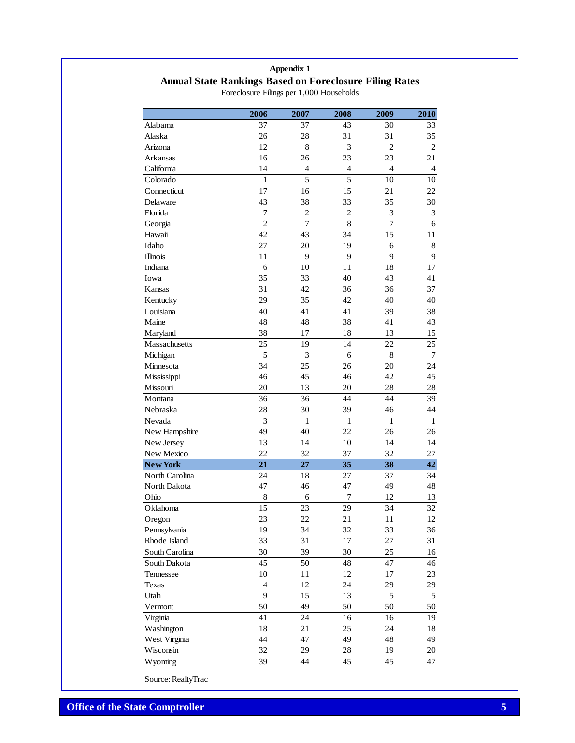### Appendix 1

## Annual State Rankings Based on Foreclosure Filing Rates

Foreclosure Filings per 1,000 Households

| | 2006 | 2007 | 2008 | 2009 | 2010 |
|---|---|---|---|---|---|
| Alabama | 37 | 37 | 43 | 30 | 33 |
| Alaska | 26 | 28 | 31 | 31 | 35 |
| Arizona | 12 | 8 | 3 | 2 | 2 |
| Arkansas | 16 | 26 | 23 | 23 | 21 |
| California | 14 | 4 | 4 | 4 | 4 |
| Colorado | 1 | 5 | 5 | 10 | 10 |
| Connecticut | 17 | 16 | 15 | 21 | 22 |
| Delaware | 43 | 38 | 33 | 35 | 30 |
| Florida | 7 | 2 | 2 | 3 | 3 |
| Georgia | 2 | 7 | 8 | 7 | 6 |
| Hawaii | 42 | 43 | 34 | 15 | 11 |
| Idaho | 27 | 20 | 19 | 6 | 8 |
| Illinois | 11 | 9 | 9 | 9 | 9 |
| Indiana | 6 | 10 | 11 | 18 | 17 |
| Iowa | 35 | 33 | 40 | 43 | 41 |
| Kansas | 31 | 42 | 36 | 36 | 37 |
| Kentucky | 29 | 35 | 42 | 40 | 40 |
| Louisiana | 40 | 41 | 41 | 39 | 38 |
| Maine | 48 | 48 | 38 | 41 | 43 |
| Maryland | 38 | 17 | 18 | 13 | 15 |
| Massachusetts | 25 | 19 | 14 | 22 | 25 |
| Michigan | 5 | 3 | 6 | 8 | 7 |
| Minnesota | 34 | 25 | 26 | 20 | 24 |
| Mississippi | 46 | 45 | 46 | 42 | 45 |
| Missouri | 20 | 13 | 20 | 28 | 28 |
| Montana | 36 | 36 | 44 | 44 | 39 |
| Nebraska | 28 | 30 | 39 | 46 | 44 |
| Nevada | 3 | 1 | 1 | 1 | 1 |
| New Hampshire | 49 | 40 | 22 | 26 | 26 |
| New Jersey | 13 | 14 | 10 | 14 | 14 |
| New Mexico | 22 | 32 | 37 | 32 | 27 |
| **New York** | **21** | **27** | **35** | **38** | **42** |
| North Carolina | 24 | 18 | 27 | 37 | 34 |
| North Dakota | 47 | 46 | 47 | 49 | 48 |
| Ohio | 8 | 6 | 7 | 12 | 13 |
| Oklahoma | 15 | 23 | 29 | 34 | 32 |
| Oregon | 23 | 22 | 21 | 11 | 12 |
| Pennsylvania | 19 | 34 | 32 | 33 | 36 |
| Rhode Island | 33 | 31 | 17 | 27 | 31 |
| South Carolina | 30 | 39 | 30 | 25 | 16 |
| South Dakota | 45 | 50 | 48 | 47 | 46 |
| Tennessee | 10 | 11 | 12 | 17 | 23 |
| Texas | 4 | 12 | 24 | 29 | 29 |
| Utah | 9 | 15 | 13 | 5 | 5 |
| Vermont | 50 | 49 | 50 | 50 | 50 |
| Virginia | 41 | 24 | 16 | 16 | 19 |
| Washington | 18 | 21 | 25 | 24 | 18 |
| West Virginia | 44 | 47 | 49 | 48 | 49 |
| Wisconsin | 32 | 29 | 28 | 19 | 20 |
| Wyoming | 39 | 44 | 45 | 45 | 47 |

Source: RealtyTrac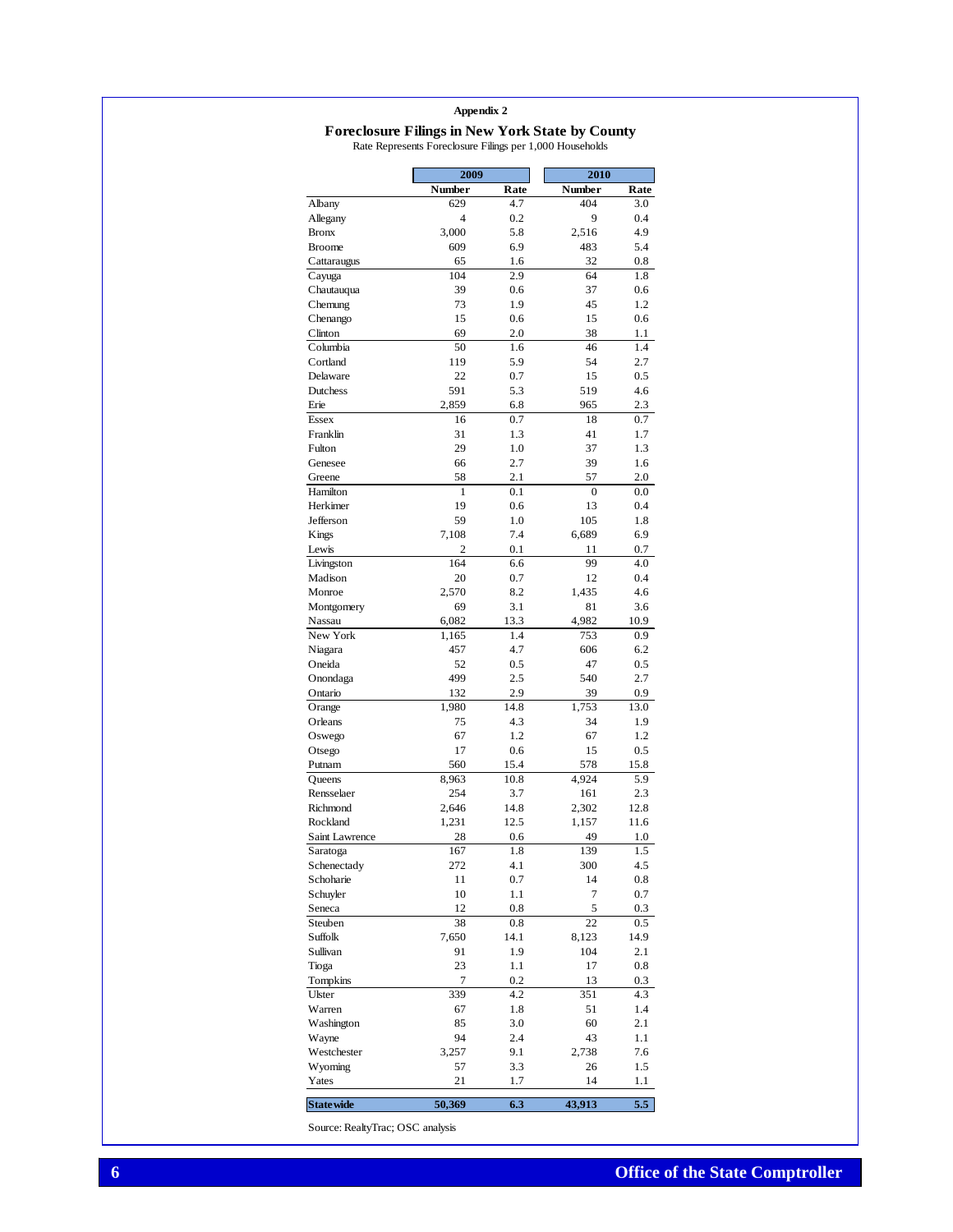Appendix 2

## Foreclosure Filings in New York State by County

Rate Represents Foreclosure Filings per 1,000 Households

| | 2009 | | 2010 | |
|---|---|---|---|---|
| | Number | Rate | Number | Rate |
| Albany | 629 | 4.7 | 404 | 3.0 |
| Allegany | 4 | 0.2 | 9 | 0.4 |
| Bronx | 3,000 | 5.8 | 2,516 | 4.9 |
| Broome | 609 | 6.9 | 483 | 5.4 |
| Cattaraugus | 65 | 1.6 | 32 | 0.8 |
| Cayuga | 104 | 2.9 | 64 | 1.8 |
| Chautauqua | 39 | 0.6 | 37 | 0.6 |
| Chemung | 73 | 1.9 | 45 | 1.2 |
| Chenango | 15 | 0.6 | 15 | 0.6 |
| Clinton | 69 | 2.0 | 38 | 1.1 |
| Columbia | 50 | 1.6 | 46 | 1.4 |
| Cortland | 119 | 5.9 | 54 | 2.7 |
| Delaware | 22 | 0.7 | 15 | 0.5 |
| Dutchess | 591 | 5.3 | 519 | 4.6 |
| Erie | 2,859 | 6.8 | 965 | 2.3 |
| Essex | 16 | 0.7 | 18 | 0.7 |
| Franklin | 31 | 1.3 | 41 | 1.7 |
| Fulton | 29 | 1.0 | 37 | 1.3 |
| Genesee | 66 | 2.7 | 39 | 1.6 |
| Greene | 58 | 2.1 | 57 | 2.0 |
| Hamilton | 1 | 0.1 | 0 | 0.0 |
| Herkimer | 19 | 0.6 | 13 | 0.4 |
| Jefferson | 59 | 1.0 | 105 | 1.8 |
| Kings | 7,108 | 7.4 | 6,689 | 6.9 |
| Lewis | 2 | 0.1 | 11 | 0.7 |
| Livingston | 164 | 6.6 | 99 | 4.0 |
| Madison | 20 | 0.7 | 12 | 0.4 |
| Monroe | 2,570 | 8.2 | 1,435 | 4.6 |
| Montgomery | 69 | 3.1 | 81 | 3.6 |
| Nassau | 6,082 | 13.3 | 4,982 | 10.9 |
| New York | 1,165 | 1.4 | 753 | 0.9 |
| Niagara | 457 | 4.7 | 606 | 6.2 |
| Oneida | 52 | 0.5 | 47 | 0.5 |
| Onondaga | 499 | 2.5 | 540 | 2.7 |
| Ontario | 132 | 2.9 | 39 | 0.9 |
| Orange | 1,980 | 14.8 | 1,753 | 13.0 |
| Orleans | 75 | 4.3 | 34 | 1.9 |
| Oswego | 67 | 1.2 | 67 | 1.2 |
| Otsego | 17 | 0.6 | 15 | 0.5 |
| Putnam | 560 | 15.4 | 578 | 15.8 |
| Queens | 8,963 | 10.8 | 4,924 | 5.9 |
| Rensselaer | 254 | 3.7 | 161 | 2.3 |
| Richmond | 2,646 | 14.8 | 2,302 | 12.8 |
| Rockland | 1,231 | 12.5 | 1,157 | 11.6 |
| Saint Lawrence | 28 | 0.6 | 49 | 1.0 |
| Saratoga | 167 | 1.8 | 139 | 1.5 |
| Schenectady | 272 | 4.1 | 300 | 4.5 |
| Schoharie | 11 | 0.7 | 14 | 0.8 |
| Schuyler | 10 | 1.1 | 7 | 0.7 |
| Seneca | 12 | 0.8 | 5 | 0.3 |
| Steuben | 38 | 0.8 | 22 | 0.5 |
| Suffolk | 7,650 | 14.1 | 8,123 | 14.9 |
| Sullivan | 91 | 1.9 | 104 | 2.1 |
| Tioga | 23 | 1.1 | 17 | 0.8 |
| Tompkins | 7 | 0.2 | 13 | 0.3 |
| Ulster | 339 | 4.2 | 351 | 4.3 |
| Warren | 67 | 1.8 | 51 | 1.4 |
| Washington | 85 | 3.0 | 60 | 2.1 |
| Wayne | 94 | 2.4 | 43 | 1.1 |
| Westchester | 3,257 | 9.1 | 2,738 | 7.6 |
| Wyoming | 57 | 3.3 | 26 | 1.5 |
| Yates | 21 | 1.7 | 14 | 1.1 |
| **Statewide** | **50,369** | **6.3** | **43,913** | **5.5** |

Source: RealtyTrac; OSC analysis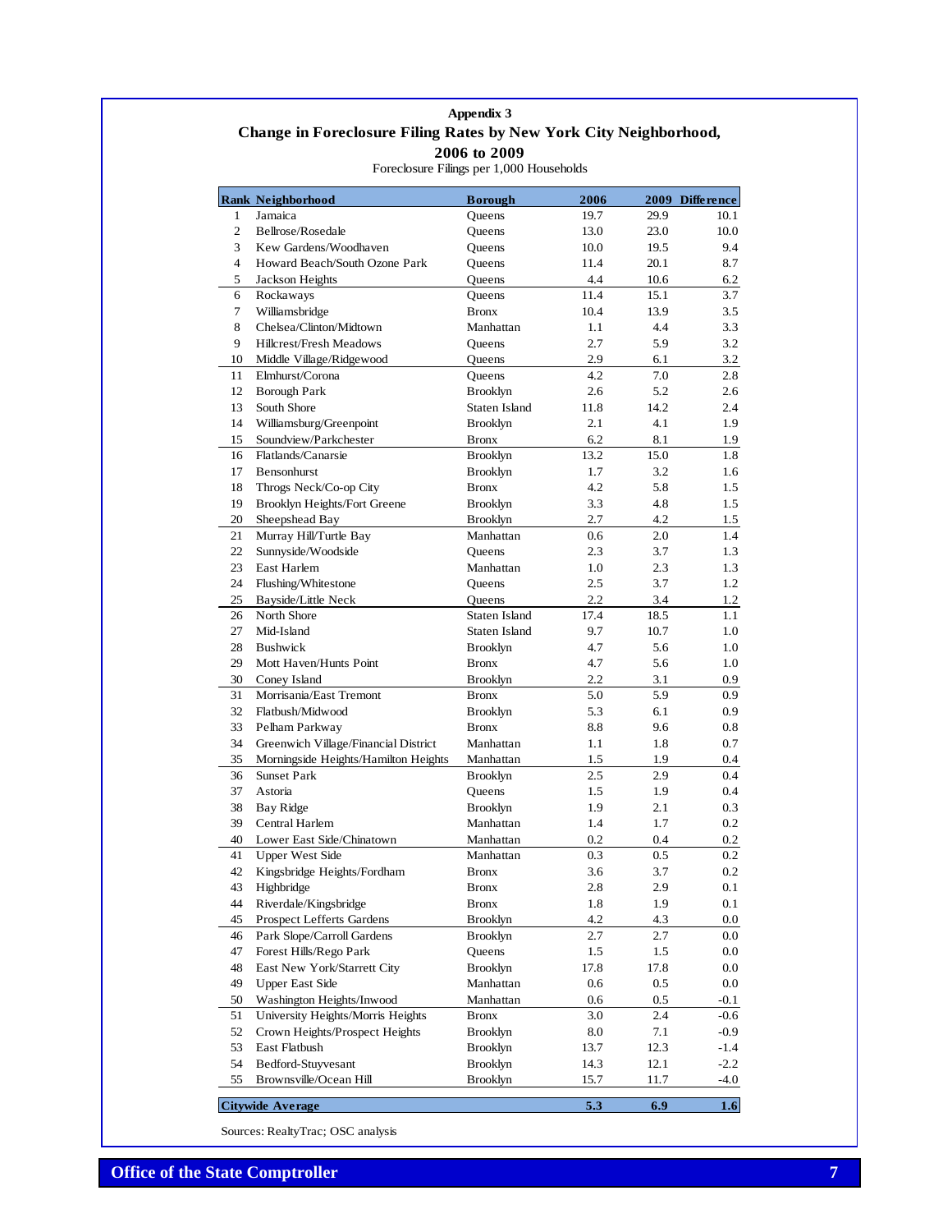# Appendix 3

## Change in Foreclosure Filing Rates by New York City Neighborhood, 2006 to 2009

Foreclosure Filings per 1,000 Households

| Rank | Neighborhood | Borough | 2006 | 2009 | Difference |
|---|---|---|---|---|---|
| 1 | Jamaica | Queens | 19.7 | 29.9 | 10.1 |
| 2 | Bellrose/Rosedale | Queens | 13.0 | 23.0 | 10.0 |
| 3 | Kew Gardens/Woodhaven | Queens | 10.0 | 19.5 | 9.4 |
| 4 | Howard Beach/South Ozone Park | Queens | 11.4 | 20.1 | 8.7 |
| 5 | Jackson Heights | Queens | 4.4 | 10.6 | 6.2 |
| 6 | Rockaways | Queens | 11.4 | 15.1 | 3.7 |
| 7 | Williamsbridge | Bronx | 10.4 | 13.9 | 3.5 |
| 8 | Chelsea/Clinton/Midtown | Manhattan | 1.1 | 4.4 | 3.3 |
| 9 | Hillcrest/Fresh Meadows | Queens | 2.7 | 5.9 | 3.2 |
| 10 | Middle Village/Ridgewood | Queens | 2.9 | 6.1 | 3.2 |
| 11 | Elmhurst/Corona | Queens | 4.2 | 7.0 | 2.8 |
| 12 | Borough Park | Brooklyn | 2.6 | 5.2 | 2.6 |
| 13 | South Shore | Staten Island | 11.8 | 14.2 | 2.4 |
| 14 | Williamsburg/Greenpoint | Brooklyn | 2.1 | 4.1 | 1.9 |
| 15 | Soundview/Parkchester | Bronx | 6.2 | 8.1 | 1.9 |
| 16 | Flatlands/Canarsie | Brooklyn | 13.2 | 15.0 | 1.8 |
| 17 | Bensonhurst | Brooklyn | 1.7 | 3.2 | 1.6 |
| 18 | Throgs Neck/Co-op City | Bronx | 4.2 | 5.8 | 1.5 |
| 19 | Brooklyn Heights/Fort Greene | Brooklyn | 3.3 | 4.8 | 1.5 |
| 20 | Sheepshead Bay | Brooklyn | 2.7 | 4.2 | 1.5 |
| 21 | Murray Hill/Turtle Bay | Manhattan | 0.6 | 2.0 | 1.4 |
| 22 | Sunnyside/Woodside | Queens | 2.3 | 3.7 | 1.3 |
| 23 | East Harlem | Manhattan | 1.0 | 2.3 | 1.3 |
| 24 | Flushing/Whitestone | Queens | 2.5 | 3.7 | 1.2 |
| 25 | Bayside/Little Neck | Queens | 2.2 | 3.4 | 1.2 |
| 26 | North Shore | Staten Island | 17.4 | 18.5 | 1.1 |
| 27 | Mid-Island | Staten Island | 9.7 | 10.7 | 1.0 |
| 28 | Bushwick | Brooklyn | 4.7 | 5.6 | 1.0 |
| 29 | Mott Haven/Hunts Point | Bronx | 4.7 | 5.6 | 1.0 |
| 30 | Coney Island | Brooklyn | 2.2 | 3.1 | 0.9 |
| 31 | Morrisania/East Tremont | Bronx | 5.0 | 5.9 | 0.9 |
| 32 | Flatbush/Midwood | Brooklyn | 5.3 | 6.1 | 0.9 |
| 33 | Pelham Parkway | Bronx | 8.8 | 9.6 | 0.8 |
| 34 | Greenwich Village/Financial District | Manhattan | 1.1 | 1.8 | 0.7 |
| 35 | Morningside Heights/Hamilton Heights | Manhattan | 1.5 | 1.9 | 0.4 |
| 36 | Sunset Park | Brooklyn | 2.5 | 2.9 | 0.4 |
| 37 | Astoria | Queens | 1.5 | 1.9 | 0.4 |
| 38 | Bay Ridge | Brooklyn | 1.9 | 2.1 | 0.3 |
| 39 | Central Harlem | Manhattan | 1.4 | 1.7 | 0.2 |
| 40 | Lower East Side/Chinatown | Manhattan | 0.2 | 0.4 | 0.2 |
| 41 | Upper West Side | Manhattan | 0.3 | 0.5 | 0.2 |
| 42 | Kingsbridge Heights/Fordham | Bronx | 3.6 | 3.7 | 0.2 |
| 43 | Highbridge | Bronx | 2.8 | 2.9 | 0.1 |
| 44 | Riverdale/Kingsbridge | Bronx | 1.8 | 1.9 | 0.1 |
| 45 | Prospect Lefferts Gardens | Brooklyn | 4.2 | 4.3 | 0.0 |
| 46 | Park Slope/Carroll Gardens | Brooklyn | 2.7 | 2.7 | 0.0 |
| 47 | Forest Hills/Rego Park | Queens | 1.5 | 1.5 | 0.0 |
| 48 | East New York/Starrett City | Brooklyn | 17.8 | 17.8 | 0.0 |
| 49 | Upper East Side | Manhattan | 0.6 | 0.5 | 0.0 |
| 50 | Washington Heights/Inwood | Manhattan | 0.6 | 0.5 | -0.1 |
| 51 | University Heights/Morris Heights | Bronx | 3.0 | 2.4 | -0.6 |
| 52 | Crown Heights/Prospect Heights | Brooklyn | 8.0 | 7.1 | -0.9 |
| 53 | East Flatbush | Brooklyn | 13.7 | 12.3 | -1.4 |
| 54 | Bedford-Stuyvesant | Brooklyn | 14.3 | 12.1 | -2.2 |
| 55 | Brownsville/Ocean Hill | Brooklyn | 15.7 | 11.7 | -4.0 |
| **Citywide Average** | | | **5.3** | **6.9** | **1.6** |

Sources: RealtyTrac; OSC analysis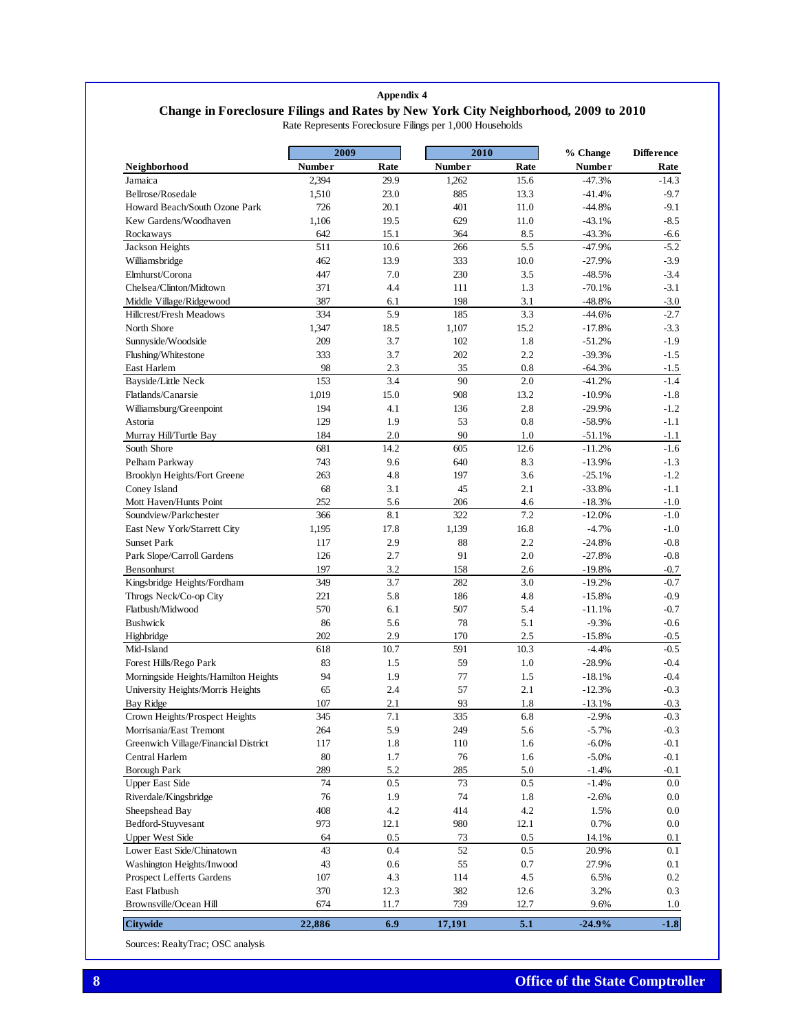**Appendix 4**

## Change in Foreclosure Filings and Rates by New York City Neighborhood, 2009 to 2010

Rate Represents Foreclosure Filings per 1,000 Households

| | 2009 | | 2010 | | % Change | Difference |
|---|---|---|---|---|---|---|
| **Neighborhood** | **Number** | **Rate** | **Number** | **Rate** | **Number** | **Rate** |
| Jamaica | 2,394 | 29.9 | 1,262 | 15.6 | -47.3% | -14.3 |
| Bellrose/Rosedale | 1,510 | 23.0 | 885 | 13.3 | -41.4% | -9.7 |
| Howard Beach/South Ozone Park | 726 | 20.1 | 401 | 11.0 | -44.8% | -9.1 |
| Kew Gardens/Woodhaven | 1,106 | 19.5 | 629 | 11.0 | -43.1% | -8.5 |
| Rockaways | 642 | 15.1 | 364 | 8.5 | -43.3% | -6.6 |
| Jackson Heights | 511 | 10.6 | 266 | 5.5 | -47.9% | -5.2 |
| Williamsbridge | 462 | 13.9 | 333 | 10.0 | -27.9% | -3.9 |
| Elmhurst/Corona | 447 | 7.0 | 230 | 3.5 | -48.5% | -3.4 |
| Chelsea/Clinton/Midtown | 371 | 4.4 | 111 | 1.3 | -70.1% | -3.1 |
| Middle Village/Ridgewood | 387 | 6.1 | 198 | 3.1 | -48.8% | -3.0 |
| Hillcrest/Fresh Meadows | 334 | 5.9 | 185 | 3.3 | -44.6% | -2.7 |
| North Shore | 1,347 | 18.5 | 1,107 | 15.2 | -17.8% | -3.3 |
| Sunnyside/Woodside | 209 | 3.7 | 102 | 1.8 | -51.2% | -1.9 |
| Flushing/Whitestone | 333 | 3.7 | 202 | 2.2 | -39.3% | -1.5 |
| East Harlem | 98 | 2.3 | 35 | 0.8 | -64.3% | -1.5 |
| Bayside/Little Neck | 153 | 3.4 | 90 | 2.0 | -41.2% | -1.4 |
| Flatlands/Canarsie | 1,019 | 15.0 | 908 | 13.2 | -10.9% | -1.8 |
| Williamsburg/Greenpoint | 194 | 4.1 | 136 | 2.8 | -29.9% | -1.2 |
| Astoria | 129 | 1.9 | 53 | 0.8 | -58.9% | -1.1 |
| Murray Hill/Turtle Bay | 184 | 2.0 | 90 | 1.0 | -51.1% | -1.1 |
| South Shore | 681 | 14.2 | 605 | 12.6 | -11.2% | -1.6 |
| Pelham Parkway | 743 | 9.6 | 640 | 8.3 | -13.9% | -1.3 |
| Brooklyn Heights/Fort Greene | 263 | 4.8 | 197 | 3.6 | -25.1% | -1.2 |
| Coney Island | 68 | 3.1 | 45 | 2.1 | -33.8% | -1.1 |
| Mott Haven/Hunts Point | 252 | 5.6 | 206 | 4.6 | -18.3% | -1.0 |
| Soundview/Parkchester | 366 | 8.1 | 322 | 7.2 | -12.0% | -1.0 |
| East New York/Starrett City | 1,195 | 17.8 | 1,139 | 16.8 | -4.7% | -1.0 |
| Sunset Park | 117 | 2.9 | 88 | 2.2 | -24.8% | -0.8 |
| Park Slope/Carroll Gardens | 126 | 2.7 | 91 | 2.0 | -27.8% | -0.8 |
| Bensonhurst | 197 | 3.2 | 158 | 2.6 | -19.8% | -0.7 |
| Kingsbridge Heights/Fordham | 349 | 3.7 | 282 | 3.0 | -19.2% | -0.7 |
| Throgs Neck/Co-op City | 221 | 5.8 | 186 | 4.8 | -15.8% | -0.9 |
| Flatbush/Midwood | 570 | 6.1 | 507 | 5.4 | -11.1% | -0.7 |
| Bushwick | 86 | 5.6 | 78 | 5.1 | -9.3% | -0.6 |
| Highbridge | 202 | 2.9 | 170 | 2.5 | -15.8% | -0.5 |
| Mid-Island | 618 | 10.7 | 591 | 10.3 | -4.4% | -0.5 |
| Forest Hills/Rego Park | 83 | 1.5 | 59 | 1.0 | -28.9% | -0.4 |
| Morningside Heights/Hamilton Heights | 94 | 1.9 | 77 | 1.5 | -18.1% | -0.4 |
| University Heights/Morris Heights | 65 | 2.4 | 57 | 2.1 | -12.3% | -0.3 |
| Bay Ridge | 107 | 2.1 | 93 | 1.8 | -13.1% | -0.3 |
| Crown Heights/Prospect Heights | 345 | 7.1 | 335 | 6.8 | -2.9% | -0.3 |
| Morrisania/East Tremont | 264 | 5.9 | 249 | 5.6 | -5.7% | -0.3 |
| Greenwich Village/Financial District | 117 | 1.8 | 110 | 1.6 | -6.0% | -0.1 |
| Central Harlem | 80 | 1.7 | 76 | 1.6 | -5.0% | -0.1 |
| Borough Park | 289 | 5.2 | 285 | 5.0 | -1.4% | -0.1 |
| Upper East Side | 74 | 0.5 | 73 | 0.5 | -1.4% | 0.0 |
| Riverdale/Kingsbridge | 76 | 1.9 | 74 | 1.8 | -2.6% | 0.0 |
| Sheepshead Bay | 408 | 4.2 | 414 | 4.2 | 1.5% | 0.0 |
| Bedford-Stuyvesant | 973 | 12.1 | 980 | 12.1 | 0.7% | 0.0 |
| Upper West Side | 64 | 0.5 | 73 | 0.5 | 14.1% | 0.1 |
| Lower East Side/Chinatown | 43 | 0.4 | 52 | 0.5 | 20.9% | 0.1 |
| Washington Heights/Inwood | 43 | 0.6 | 55 | 0.7 | 27.9% | 0.1 |
| Prospect Lefferts Gardens | 107 | 4.3 | 114 | 4.5 | 6.5% | 0.2 |
| East Flatbush | 370 | 12.3 | 382 | 12.6 | 3.2% | 0.3 |
| Brownsville/Ocean Hill | 674 | 11.7 | 739 | 12.7 | 9.6% | 1.0 |
| **Citywide** | **22,886** | **6.9** | **17,191** | **5.1** | **-24.9%** | **-1.8** |

Sources: RealtyTrac; OSC analysis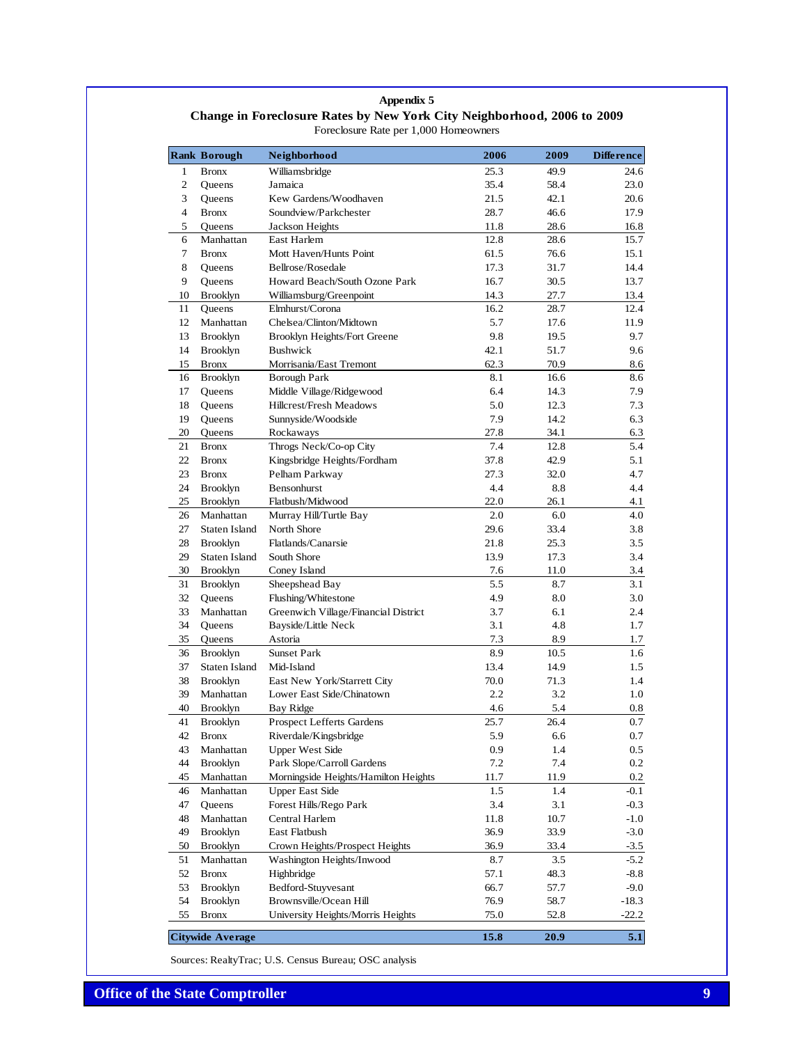**Appendix 5**

**Change in Foreclosure Rates by New York City Neighborhood, 2006 to 2009**

Foreclosure Rate per 1,000 Homeowners

| Rank | Borough | Neighborhood | 2006 | 2009 | Difference |
|---|---|---|---|---|---|
| 1 | Bronx | Williamsbridge | 25.3 | 49.9 | 24.6 |
| 2 | Queens | Jamaica | 35.4 | 58.4 | 23.0 |
| 3 | Queens | Kew Gardens/Woodhaven | 21.5 | 42.1 | 20.6 |
| 4 | Bronx | Soundview/Parkchester | 28.7 | 46.6 | 17.9 |
| 5 | Queens | Jackson Heights | 11.8 | 28.6 | 16.8 |
| 6 | Manhattan | East Harlem | 12.8 | 28.6 | 15.7 |
| 7 | Bronx | Mott Haven/Hunts Point | 61.5 | 76.6 | 15.1 |
| 8 | Queens | Bellrose/Rosedale | 17.3 | 31.7 | 14.4 |
| 9 | Queens | Howard Beach/South Ozone Park | 16.7 | 30.5 | 13.7 |
| 10 | Brooklyn | Williamsburg/Greenpoint | 14.3 | 27.7 | 13.4 |
| 11 | Queens | Elmhurst/Corona | 16.2 | 28.7 | 12.4 |
| 12 | Manhattan | Chelsea/Clinton/Midtown | 5.7 | 17.6 | 11.9 |
| 13 | Brooklyn | Brooklyn Heights/Fort Greene | 9.8 | 19.5 | 9.7 |
| 14 | Brooklyn | Bushwick | 42.1 | 51.7 | 9.6 |
| 15 | Bronx | Morrisania/East Tremont | 62.3 | 70.9 | 8.6 |
| 16 | Brooklyn | Borough Park | 8.1 | 16.6 | 8.6 |
| 17 | Queens | Middle Village/Ridgewood | 6.4 | 14.3 | 7.9 |
| 18 | Queens | Hillcrest/Fresh Meadows | 5.0 | 12.3 | 7.3 |
| 19 | Queens | Sunnyside/Woodside | 7.9 | 14.2 | 6.3 |
| 20 | Queens | Rockaways | 27.8 | 34.1 | 6.3 |
| 21 | Bronx | Throgs Neck/Co-op City | 7.4 | 12.8 | 5.4 |
| 22 | Bronx | Kingsbridge Heights/Fordham | 37.8 | 42.9 | 5.1 |
| 23 | Bronx | Pelham Parkway | 27.3 | 32.0 | 4.7 |
| 24 | Brooklyn | Bensonhurst | 4.4 | 8.8 | 4.4 |
| 25 | Brooklyn | Flatbush/Midwood | 22.0 | 26.1 | 4.1 |
| 26 | Manhattan | Murray Hill/Turtle Bay | 2.0 | 6.0 | 4.0 |
| 27 | Staten Island | North Shore | 29.6 | 33.4 | 3.8 |
| 28 | Brooklyn | Flatlands/Canarsie | 21.8 | 25.3 | 3.5 |
| 29 | Staten Island | South Shore | 13.9 | 17.3 | 3.4 |
| 30 | Brooklyn | Coney Island | 7.6 | 11.0 | 3.4 |
| 31 | Brooklyn | Sheepshead Bay | 5.5 | 8.7 | 3.1 |
| 32 | Queens | Flushing/Whitestone | 4.9 | 8.0 | 3.0 |
| 33 | Manhattan | Greenwich Village/Financial District | 3.7 | 6.1 | 2.4 |
| 34 | Queens | Bayside/Little Neck | 3.1 | 4.8 | 1.7 |
| 35 | Queens | Astoria | 7.3 | 8.9 | 1.7 |
| 36 | Brooklyn | Sunset Park | 8.9 | 10.5 | 1.6 |
| 37 | Staten Island | Mid-Island | 13.4 | 14.9 | 1.5 |
| 38 | Brooklyn | East New York/Starrett City | 70.0 | 71.3 | 1.4 |
| 39 | Manhattan | Lower East Side/Chinatown | 2.2 | 3.2 | 1.0 |
| 40 | Brooklyn | Bay Ridge | 4.6 | 5.4 | 0.8 |
| 41 | Brooklyn | Prospect Lefferts Gardens | 25.7 | 26.4 | 0.7 |
| 42 | Bronx | Riverdale/Kingsbridge | 5.9 | 6.6 | 0.7 |
| 43 | Manhattan | Upper West Side | 0.9 | 1.4 | 0.5 |
| 44 | Brooklyn | Park Slope/Carroll Gardens | 7.2 | 7.4 | 0.2 |
| 45 | Manhattan | Morningside Heights/Hamilton Heights | 11.7 | 11.9 | 0.2 |
| 46 | Manhattan | Upper East Side | 1.5 | 1.4 | -0.1 |
| 47 | Queens | Forest Hills/Rego Park | 3.4 | 3.1 | -0.3 |
| 48 | Manhattan | Central Harlem | 11.8 | 10.7 | -1.0 |
| 49 | Brooklyn | East Flatbush | 36.9 | 33.9 | -3.0 |
| 50 | Brooklyn | Crown Heights/Prospect Heights | 36.9 | 33.4 | -3.5 |
| 51 | Manhattan | Washington Heights/Inwood | 8.7 | 3.5 | -5.2 |
| 52 | Bronx | Highbridge | 57.1 | 48.3 | -8.8 |
| 53 | Brooklyn | Bedford-Stuyvesant | 66.7 | 57.7 | -9.0 |
| 54 | Brooklyn | Brownsville/Ocean Hill | 76.9 | 58.7 | -18.3 |
| 55 | Bronx | University Heights/Morris Heights | 75.0 | 52.8 | -22.2 |
| **Citywide Average** | | | **15.8** | **20.9** | **5.1** |

Sources: RealtyTrac; U.S. Census Bureau; OSC analysis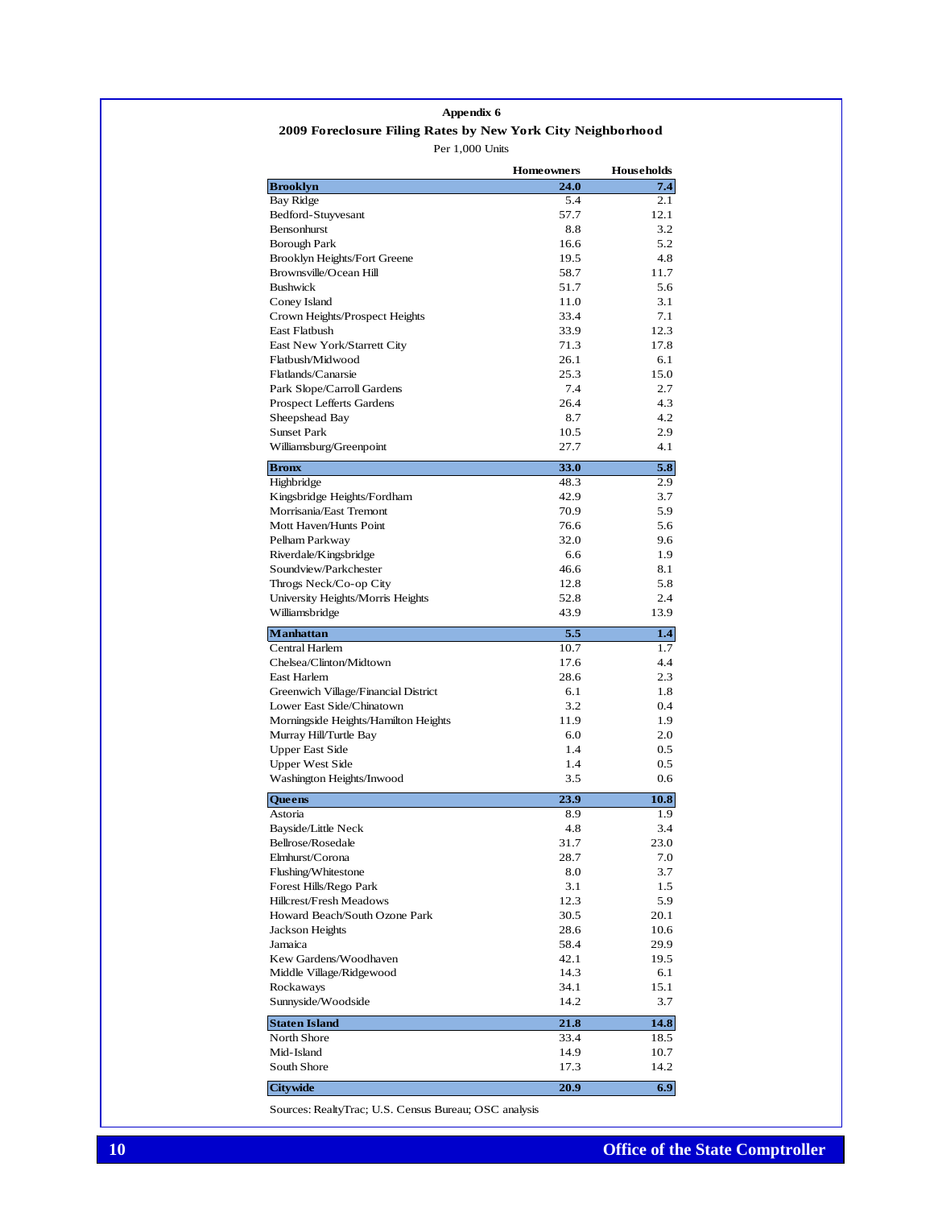**Appendix 6**

**2009 Foreclosure Filing Rates by New York City Neighborhood**

Per 1,000 Units

| | Homeowners | Households |
|---|---|---|
| **Brooklyn** | **24.0** | **7.4** |
| Bay Ridge | 5.4 | 2.1 |
| Bedford-Stuyvesant | 57.7 | 12.1 |
| Bensonhurst | 8.8 | 3.2 |
| Borough Park | 16.6 | 5.2 |
| Brooklyn Heights/Fort Greene | 19.5 | 4.8 |
| Brownsville/Ocean Hill | 58.7 | 11.7 |
| Bushwick | 51.7 | 5.6 |
| Coney Island | 11.0 | 3.1 |
| Crown Heights/Prospect Heights | 33.4 | 7.1 |
| East Flatbush | 33.9 | 12.3 |
| East New York/Starrett City | 71.3 | 17.8 |
| Flatbush/Midwood | 26.1 | 6.1 |
| Flatlands/Canarsie | 25.3 | 15.0 |
| Park Slope/Carroll Gardens | 7.4 | 2.7 |
| Prospect Lefferts Gardens | 26.4 | 4.3 |
| Sheepshead Bay | 8.7 | 4.2 |
| Sunset Park | 10.5 | 2.9 |
| Williamsburg/Greenpoint | 27.7 | 4.1 |
| **Bronx** | **33.0** | **5.8** |
| Highbridge | 48.3 | 2.9 |
| Kingsbridge Heights/Fordham | 42.9 | 3.7 |
| Morrisania/East Tremont | 70.9 | 5.9 |
| Mott Haven/Hunts Point | 76.6 | 5.6 |
| Pelham Parkway | 32.0 | 9.6 |
| Riverdale/Kingsbridge | 6.6 | 1.9 |
| Soundview/Parkchester | 46.6 | 8.1 |
| Throgs Neck/Co-op City | 12.8 | 5.8 |
| University Heights/Morris Heights | 52.8 | 2.4 |
| Williamsbridge | 43.9 | 13.9 |
| **Manhattan** | **5.5** | **1.4** |
| Central Harlem | 10.7 | 1.7 |
| Chelsea/Clinton/Midtown | 17.6 | 4.4 |
| East Harlem | 28.6 | 2.3 |
| Greenwich Village/Financial District | 6.1 | 1.8 |
| Lower East Side/Chinatown | 3.2 | 0.4 |
| Morningside Heights/Hamilton Heights | 11.9 | 1.9 |
| Murray Hill/Turtle Bay | 6.0 | 2.0 |
| Upper East Side | 1.4 | 0.5 |
| Upper West Side | 1.4 | 0.5 |
| Washington Heights/Inwood | 3.5 | 0.6 |
| **Queens** | **23.9** | **10.8** |
| Astoria | 8.9 | 1.9 |
| Bayside/Little Neck | 4.8 | 3.4 |
| Bellrose/Rosedale | 31.7 | 23.0 |
| Elmhurst/Corona | 28.7 | 7.0 |
| Flushing/Whitestone | 8.0 | 3.7 |
| Forest Hills/Rego Park | 3.1 | 1.5 |
| Hillcrest/Fresh Meadows | 12.3 | 5.9 |
| Howard Beach/South Ozone Park | 30.5 | 20.1 |
| Jackson Heights | 28.6 | 10.6 |
| Jamaica | 58.4 | 29.9 |
| Kew Gardens/Woodhaven | 42.1 | 19.5 |
| Middle Village/Ridgewood | 14.3 | 6.1 |
| Rockaways | 34.1 | 15.1 |
| Sunnyside/Woodside | 14.2 | 3.7 |
| **Staten Island** | **21.8** | **14.8** |
| North Shore | 33.4 | 18.5 |
| Mid-Island | 14.9 | 10.7 |
| South Shore | 17.3 | 14.2 |
| **Citywide** | **20.9** | **6.9** |

Sources: RealtyTrac; U.S. Census Bureau; OSC analysis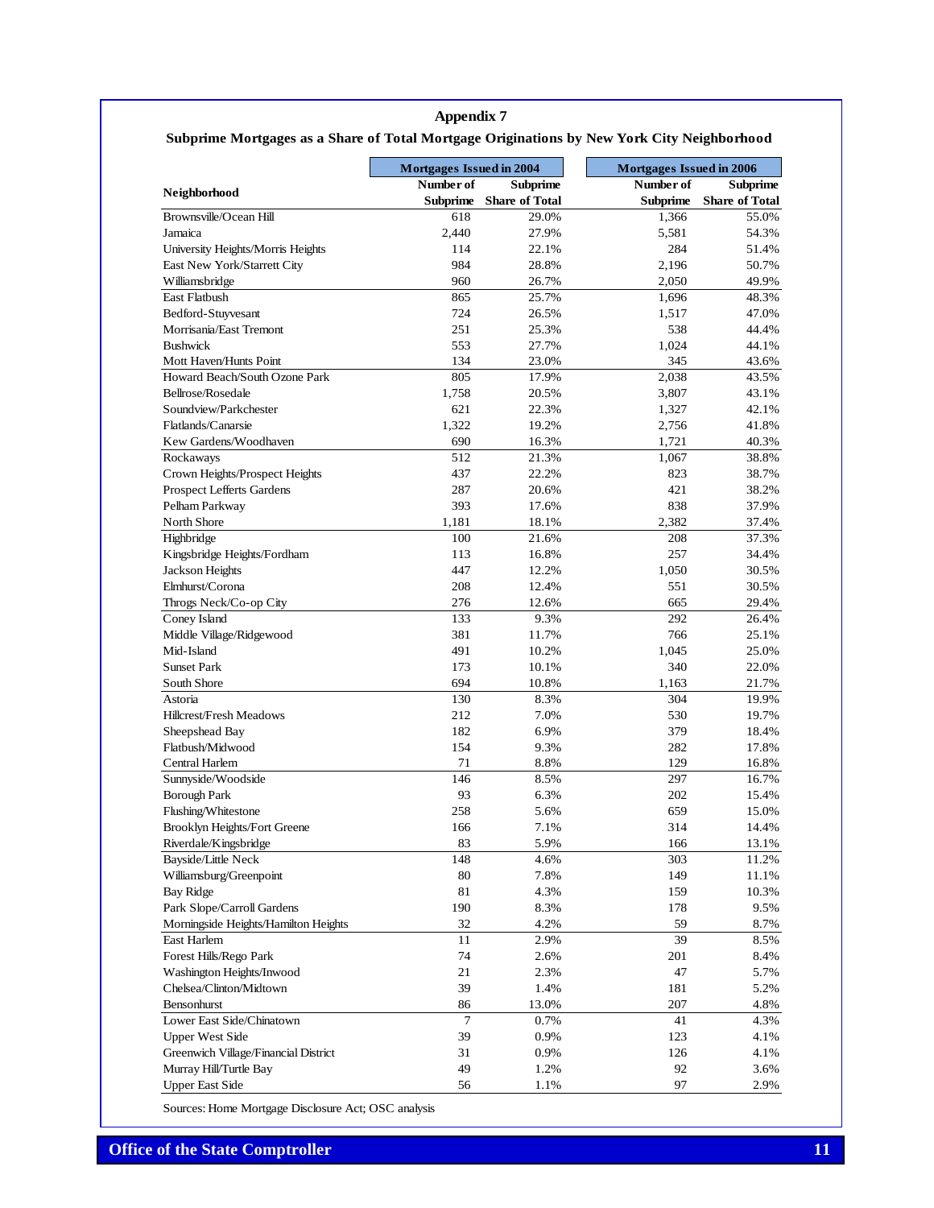## Appendix 7

### Subprime Mortgages as a Share of Total Mortgage Originations by New York City Neighborhood

| Neighborhood | Mortgages Issued in 2004 | | Mortgages Issued in 2006 | |
|---|---|---|---|---|
| | Number of Subprime | Subprime Share of Total | Number of Subprime | Subprime Share of Total |
| Brownsville/Ocean Hill | 618 | 29.0% | 1,366 | 55.0% |
| Jamaica | 2,440 | 27.9% | 5,581 | 54.3% |
| University Heights/Morris Heights | 114 | 22.1% | 284 | 51.4% |
| East New York/Starrett City | 984 | 28.8% | 2,196 | 50.7% |
| Williamsbridge | 960 | 26.7% | 2,050 | 49.9% |
| East Flatbush | 865 | 25.7% | 1,696 | 48.3% |
| Bedford-Stuyvesant | 724 | 26.5% | 1,517 | 47.0% |
| Morrisania/East Tremont | 251 | 25.3% | 538 | 44.4% |
| Bushwick | 553 | 27.7% | 1,024 | 44.1% |
| Mott Haven/Hunts Point | 134 | 23.0% | 345 | 43.6% |
| Howard Beach/South Ozone Park | 805 | 17.9% | 2,038 | 43.5% |
| Bellrose/Rosedale | 1,758 | 20.5% | 3,807 | 43.1% |
| Soundview/Parkchester | 621 | 22.3% | 1,327 | 42.1% |
| Flatlands/Canarsie | 1,322 | 19.2% | 2,756 | 41.8% |
| Kew Gardens/Woodhaven | 690 | 16.3% | 1,721 | 40.3% |
| Rockaways | 512 | 21.3% | 1,067 | 38.8% |
| Crown Heights/Prospect Heights | 437 | 22.2% | 823 | 38.7% |
| Prospect Lefferts Gardens | 287 | 20.6% | 421 | 38.2% |
| Pelham Parkway | 393 | 17.6% | 838 | 37.9% |
| North Shore | 1,181 | 18.1% | 2,382 | 37.4% |
| Highbridge | 100 | 21.6% | 208 | 37.3% |
| Kingsbridge Heights/Fordham | 113 | 16.8% | 257 | 34.4% |
| Jackson Heights | 447 | 12.2% | 1,050 | 30.5% |
| Elmhurst/Corona | 208 | 12.4% | 551 | 30.5% |
| Throgs Neck/Co-op City | 276 | 12.6% | 665 | 29.4% |
| Coney Island | 133 | 9.3% | 292 | 26.4% |
| Middle Village/Ridgewood | 381 | 11.7% | 766 | 25.1% |
| Mid-Island | 491 | 10.2% | 1,045 | 25.0% |
| Sunset Park | 173 | 10.1% | 340 | 22.0% |
| South Shore | 694 | 10.8% | 1,163 | 21.7% |
| Astoria | 130 | 8.3% | 304 | 19.9% |
| Hillcrest/Fresh Meadows | 212 | 7.0% | 530 | 19.7% |
| Sheepshead Bay | 182 | 6.9% | 379 | 18.4% |
| Flatbush/Midwood | 154 | 9.3% | 282 | 17.8% |
| Central Harlem | 71 | 8.8% | 129 | 16.8% |
| Sunnyside/Woodside | 146 | 8.5% | 297 | 16.7% |
| Borough Park | 93 | 6.3% | 202 | 15.4% |
| Flushing/Whitestone | 258 | 5.6% | 659 | 15.0% |
| Brooklyn Heights/Fort Greene | 166 | 7.1% | 314 | 14.4% |
| Riverdale/Kingsbridge | 83 | 5.9% | 166 | 13.1% |
| Bayside/Little Neck | 148 | 4.6% | 303 | 11.2% |
| Williamsburg/Greenpoint | 80 | 7.8% | 149 | 11.1% |
| Bay Ridge | 81 | 4.3% | 159 | 10.3% |
| Park Slope/Carroll Gardens | 190 | 8.3% | 178 | 9.5% |
| Morningside Heights/Hamilton Heights | 32 | 4.2% | 59 | 8.7% |
| East Harlem | 11 | 2.9% | 39 | 8.5% |
| Forest Hills/Rego Park | 74 | 2.6% | 201 | 8.4% |
| Washington Heights/Inwood | 21 | 2.3% | 47 | 5.7% |
| Chelsea/Clinton/Midtown | 39 | 1.4% | 181 | 5.2% |
| Bensonhurst | 86 | 13.0% | 207 | 4.8% |
| Lower East Side/Chinatown | 7 | 0.7% | 41 | 4.3% |
| Upper West Side | 39 | 0.9% | 123 | 4.1% |
| Greenwich Village/Financial District | 31 | 0.9% | 126 | 4.1% |
| Murray Hill/Turtle Bay | 49 | 1.2% | 92 | 3.6% |
| Upper East Side | 56 | 1.1% | 97 | 2.9% |

Sources: Home Mortgage Disclosure Act; OSC analysis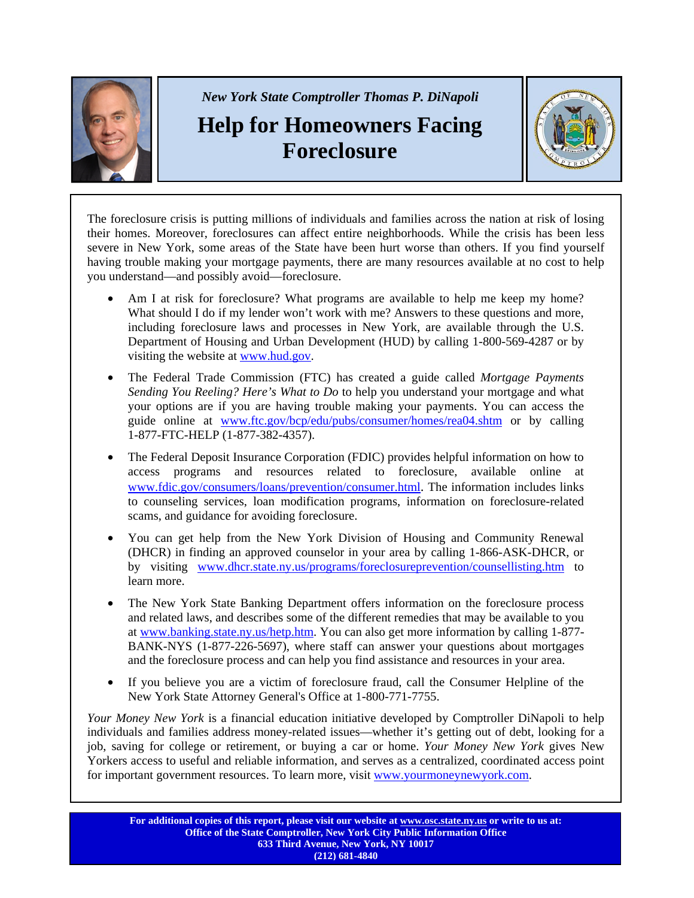*New York State Comptroller Thomas P. DiNapoli*

# Help for Homeowners Facing Foreclosure

The foreclosure crisis is putting millions of individuals and families across the nation at risk of losing their homes. Moreover, foreclosures can affect entire neighborhoods. While the crisis has been less severe in New York, some areas of the State have been hurt worse than others. If you find yourself having trouble making your mortgage payments, there are many resources available at no cost to help you understand—and possibly avoid—foreclosure.

- Am I at risk for foreclosure? What programs are available to help me keep my home? What should I do if my lender won't work with me? Answers to these questions and more, including foreclosure laws and processes in New York, are available through the U.S. Department of Housing and Urban Development (HUD) by calling 1-800-569-4287 or by visiting the website at www.hud.gov.
- The Federal Trade Commission (FTC) has created a guide called *Mortgage Payments Sending You Reeling? Here's What to Do* to help you understand your mortgage and what your options are if you are having trouble making your payments. You can access the guide online at www.ftc.gov/bcp/edu/pubs/consumer/homes/rea04.shtm or by calling 1-877-FTC-HELP (1-877-382-4357).
- The Federal Deposit Insurance Corporation (FDIC) provides helpful information on how to access programs and resources related to foreclosure, available online at www.fdic.gov/consumers/loans/prevention/consumer.html. The information includes links to counseling services, loan modification programs, information on foreclosure-related scams, and guidance for avoiding foreclosure.
- You can get help from the New York Division of Housing and Community Renewal (DHCR) in finding an approved counselor in your area by calling 1-866-ASK-DHCR, or by visiting www.dhcr.state.ny.us/programs/foreclosureprevention/counsellisting.htm to learn more.
- The New York State Banking Department offers information on the foreclosure process and related laws, and describes some of the different remedies that may be available to you at www.banking.state.ny.us/hetp.htm. You can also get more information by calling 1-877-BANK-NYS (1-877-226-5697), where staff can answer your questions about mortgages and the foreclosure process and can help you find assistance and resources in your area.
- If you believe you are a victim of foreclosure fraud, call the Consumer Helpline of the New York State Attorney General's Office at 1-800-771-7755.

*Your Money New York* is a financial education initiative developed by Comptroller DiNapoli to help individuals and families address money-related issues—whether it's getting out of debt, looking for a job, saving for college or retirement, or buying a car or home. *Your Money New York* gives New Yorkers access to useful and reliable information, and serves as a centralized, coordinated access point for important government resources. To learn more, visit www.yourmoneynewyork.com.

**For additional copies of this report, please visit our website at www.osc.state.ny.us or write to us at:**
**Office of the State Comptroller, New York City Public Information Office**
**633 Third Avenue, New York, NY 10017**
**(212) 681-4840**